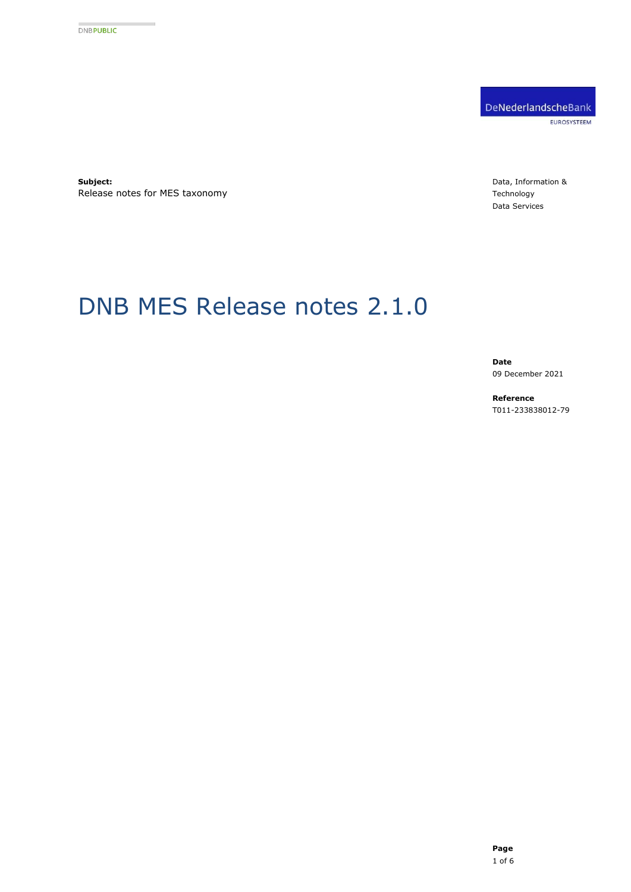DNBPUBLIC

DeNederlandscheBank

EUROSYSTEEM

**Subject:**
Release notes for MES taxonomy

Data, Information & Technology
Data Services

# DNB MES Release notes 2.1.0

**Date**
09 December 2021

**Reference**
T011-233838012-79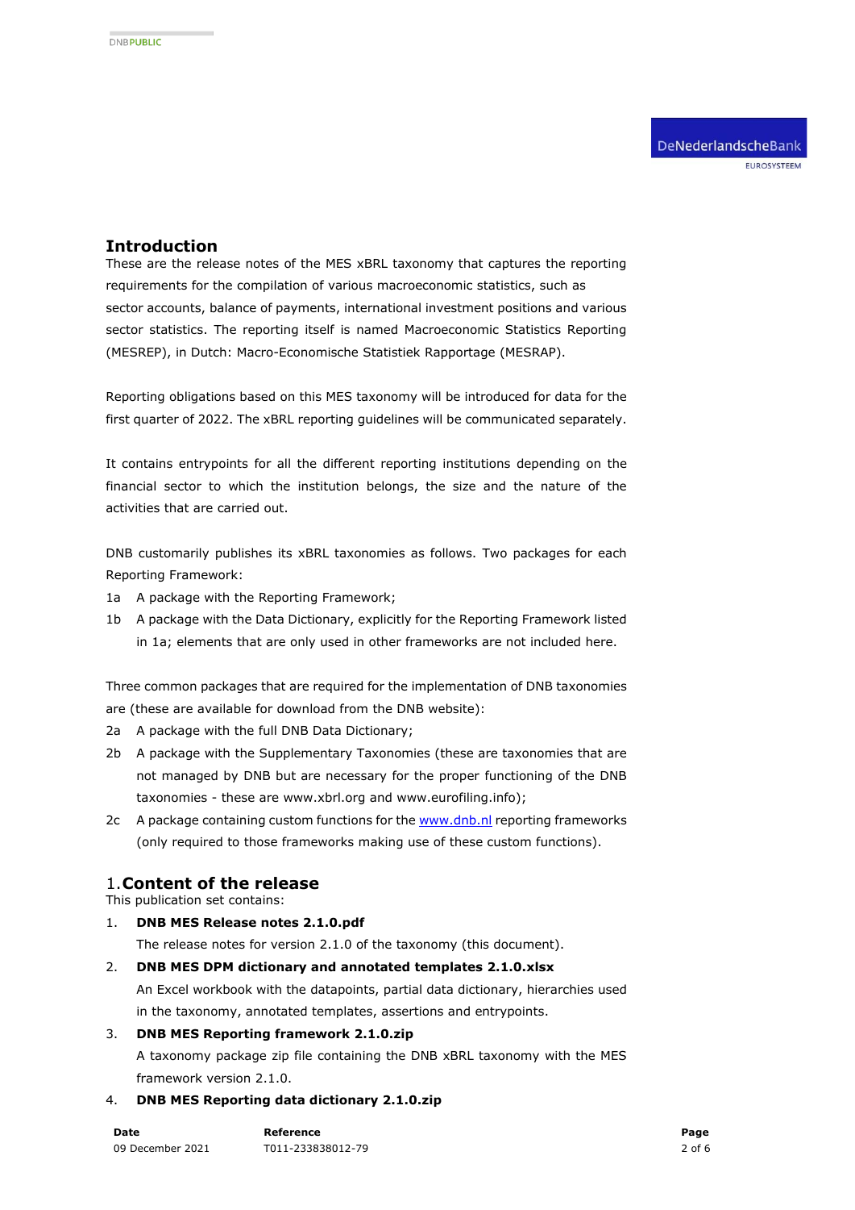## Introduction

These are the release notes of the MES xBRL taxonomy that captures the reporting requirements for the compilation of various macroeconomic statistics, such as sector accounts, balance of payments, international investment positions and various sector statistics. The reporting itself is named Macroeconomic Statistics Reporting (MESREP), in Dutch: Macro-Economische Statistiek Rapportage (MESRAP).

Reporting obligations based on this MES taxonomy will be introduced for data for the first quarter of 2022. The xBRL reporting guidelines will be communicated separately.

It contains entrypoints for all the different reporting institutions depending on the financial sector to which the institution belongs, the size and the nature of the activities that are carried out.

DNB customarily publishes its xBRL taxonomies as follows. Two packages for each Reporting Framework:

1a A package with the Reporting Framework;

1b A package with the Data Dictionary, explicitly for the Reporting Framework listed in 1a; elements that are only used in other frameworks are not included here.

Three common packages that are required for the implementation of DNB taxonomies are (these are available for download from the DNB website):

2a A package with the full DNB Data Dictionary;

2b A package with the Supplementary Taxonomies (these are taxonomies that are not managed by DNB but are necessary for the proper functioning of the DNB taxonomies - these are www.xbrl.org and www.eurofiling.info);

2c A package containing custom functions for the www.dnb.nl reporting frameworks (only required to those frameworks making use of these custom functions).

## 1. Content of the release

This publication set contains:

1. **DNB MES Release notes 2.1.0.pdf**
   The release notes for version 2.1.0 of the taxonomy (this document).
2. **DNB MES DPM dictionary and annotated templates 2.1.0.xlsx**
   An Excel workbook with the datapoints, partial data dictionary, hierarchies used in the taxonomy, annotated templates, assertions and entrypoints.
3. **DNB MES Reporting framework 2.1.0.zip**
   A taxonomy package zip file containing the DNB xBRL taxonomy with the MES framework version 2.1.0.
4. **DNB MES Reporting data dictionary 2.1.0.zip**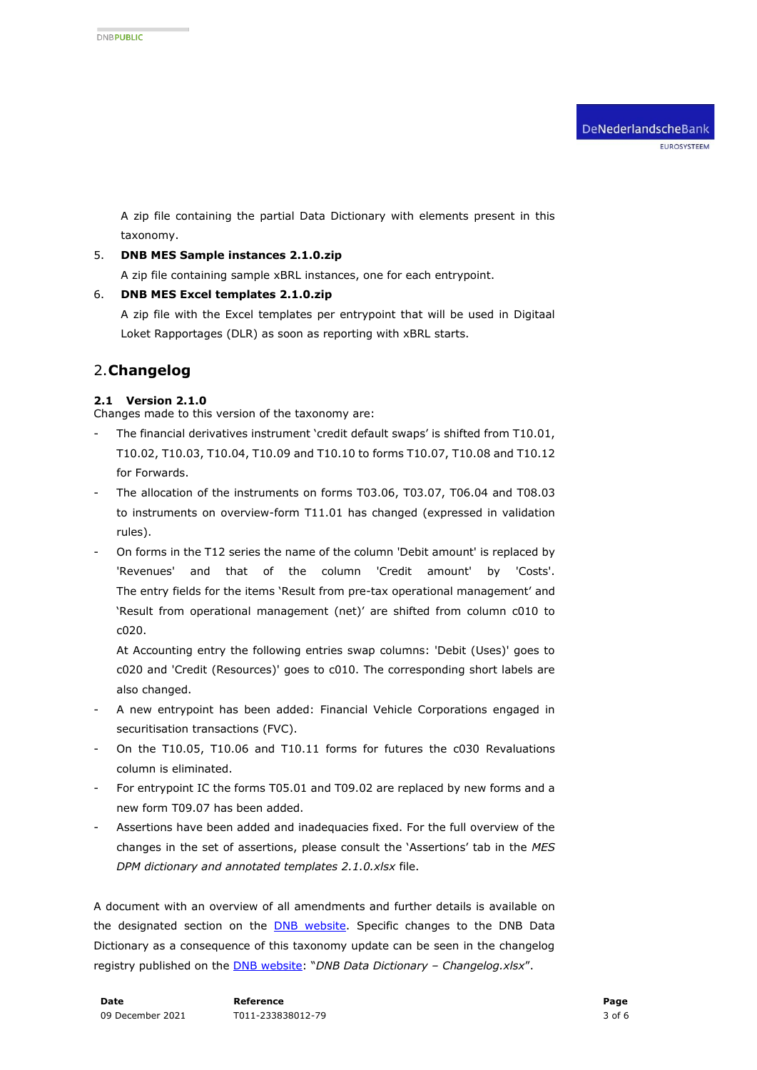A zip file containing the partial Data Dictionary with elements present in this taxonomy.

5. **DNB MES Sample instances 2.1.0.zip**

   A zip file containing sample xBRL instances, one for each entrypoint.

6. **DNB MES Excel templates 2.1.0.zip**

   A zip file with the Excel templates per entrypoint that will be used in Digitaal Loket Rapportages (DLR) as soon as reporting with xBRL starts.

## 2. Changelog

### 2.1 Version 2.1.0

Changes made to this version of the taxonomy are:

- The financial derivatives instrument 'credit default swaps' is shifted from T10.01, T10.02, T10.03, T10.04, T10.09 and T10.10 to forms T10.07, T10.08 and T10.12 for Forwards.
- The allocation of the instruments on forms T03.06, T03.07, T06.04 and T08.03 to instruments on overview-form T11.01 has changed (expressed in validation rules).
- On forms in the T12 series the name of the column 'Debit amount' is replaced by 'Revenues' and that of the column 'Credit amount' by 'Costs'. The entry fields for the items 'Result from pre-tax operational management' and 'Result from operational management (net)' are shifted from column c010 to c020.

  At Accounting entry the following entries swap columns: 'Debit (Uses)' goes to c020 and 'Credit (Resources)' goes to c010. The corresponding short labels are also changed.
- A new entrypoint has been added: Financial Vehicle Corporations engaged in securitisation transactions (FVC).
- On the T10.05, T10.06 and T10.11 forms for futures the c030 Revaluations column is eliminated.
- For entrypoint IC the forms T05.01 and T09.02 are replaced by new forms and a new form T09.07 has been added.
- Assertions have been added and inadequacies fixed. For the full overview of the changes in the set of assertions, please consult the 'Assertions' tab in the *MES DPM dictionary and annotated templates 2.1.0.xlsx* file.

A document with an overview of all amendments and further details is available on the designated section on the DNB website. Specific changes to the DNB Data Dictionary as a consequence of this taxonomy update can be seen in the changelog registry published on the DNB website: "*DNB Data Dictionary – Changelog.xlsx*".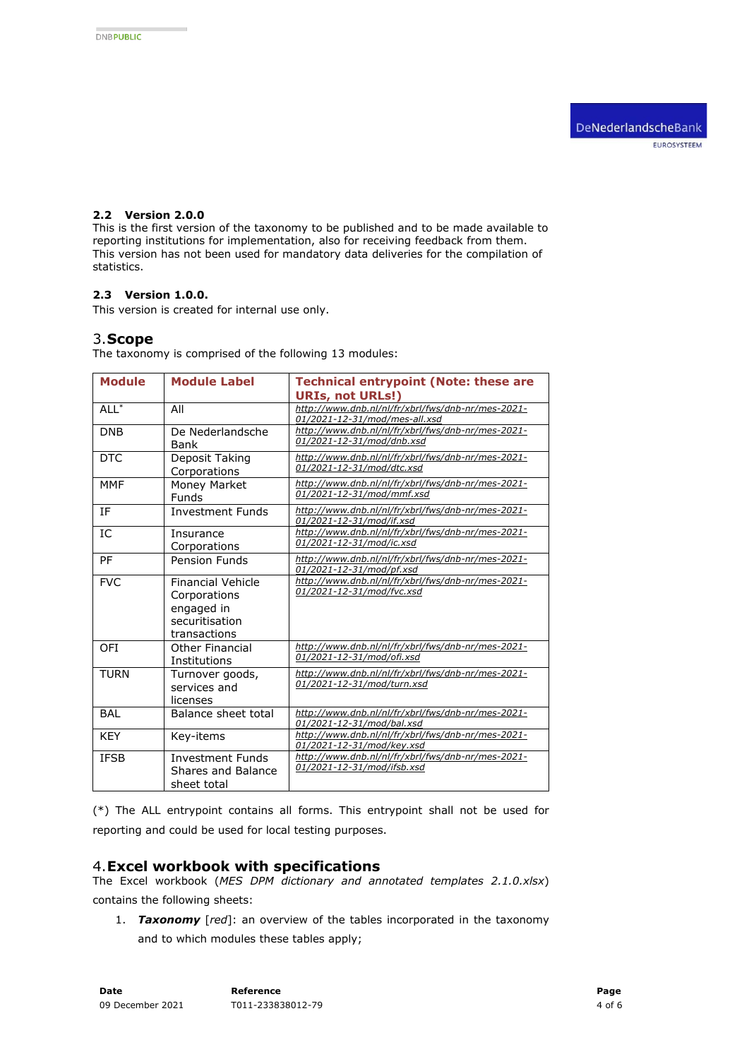### 2.2 Version 2.0.0

This is the first version of the taxonomy to be published and to be made available to reporting institutions for implementation, also for receiving feedback from them. This version has not been used for mandatory data deliveries for the compilation of statistics.

### 2.3 Version 1.0.0.

This version is created for internal use only.

## 3. Scope

The taxonomy is comprised of the following 13 modules:

| Module | Module Label | Technical entrypoint (Note: these are URIs, not URLs!) |
|---|---|---|
| ALL* | All | *http://www.dnb.nl/nl/fr/xbrl/fws/dnb-nr/mes-2021-01/2021-12-31/mod/mes-all.xsd* |
| DNB | De Nederlandsche Bank | *http://www.dnb.nl/nl/fr/xbrl/fws/dnb-nr/mes-2021-01/2021-12-31/mod/dnb.xsd* |
| DTC | Deposit Taking Corporations | *http://www.dnb.nl/nl/fr/xbrl/fws/dnb-nr/mes-2021-01/2021-12-31/mod/dtc.xsd* |
| MMF | Money Market Funds | *http://www.dnb.nl/nl/fr/xbrl/fws/dnb-nr/mes-2021-01/2021-12-31/mod/mmf.xsd* |
| IF | Investment Funds | *http://www.dnb.nl/nl/fr/xbrl/fws/dnb-nr/mes-2021-01/2021-12-31/mod/if.xsd* |
| IC | Insurance Corporations | *http://www.dnb.nl/nl/fr/xbrl/fws/dnb-nr/mes-2021-01/2021-12-31/mod/ic.xsd* |
| PF | Pension Funds | *http://www.dnb.nl/nl/fr/xbrl/fws/dnb-nr/mes-2021-01/2021-12-31/mod/pf.xsd* |
| FVC | Financial Vehicle Corporations engaged in securitisation transactions | *http://www.dnb.nl/nl/fr/xbrl/fws/dnb-nr/mes-2021-01/2021-12-31/mod/fvc.xsd* |
| OFI | Other Financial Institutions | *http://www.dnb.nl/nl/fr/xbrl/fws/dnb-nr/mes-2021-01/2021-12-31/mod/ofi.xsd* |
| TURN | Turnover goods, services and licenses | *http://www.dnb.nl/nl/fr/xbrl/fws/dnb-nr/mes-2021-01/2021-12-31/mod/turn.xsd* |
| BAL | Balance sheet total | *http://www.dnb.nl/nl/fr/xbrl/fws/dnb-nr/mes-2021-01/2021-12-31/mod/bal.xsd* |
| KEY | Key-items | *http://www.dnb.nl/nl/fr/xbrl/fws/dnb-nr/mes-2021-01/2021-12-31/mod/key.xsd* |
| IFSB | Investment Funds Shares and Balance sheet total | *http://www.dnb.nl/nl/fr/xbrl/fws/dnb-nr/mes-2021-01/2021-12-31/mod/ifsb.xsd* |

(*) The ALL entrypoint contains all forms. This entrypoint shall not be used for reporting and could be used for local testing purposes.

## 4. Excel workbook with specifications

The Excel workbook (*MES DPM dictionary and annotated templates 2.1.0.xlsx*) contains the following sheets:

1. ***Taxonomy*** [*red*]: an overview of the tables incorporated in the taxonomy and to which modules these tables apply;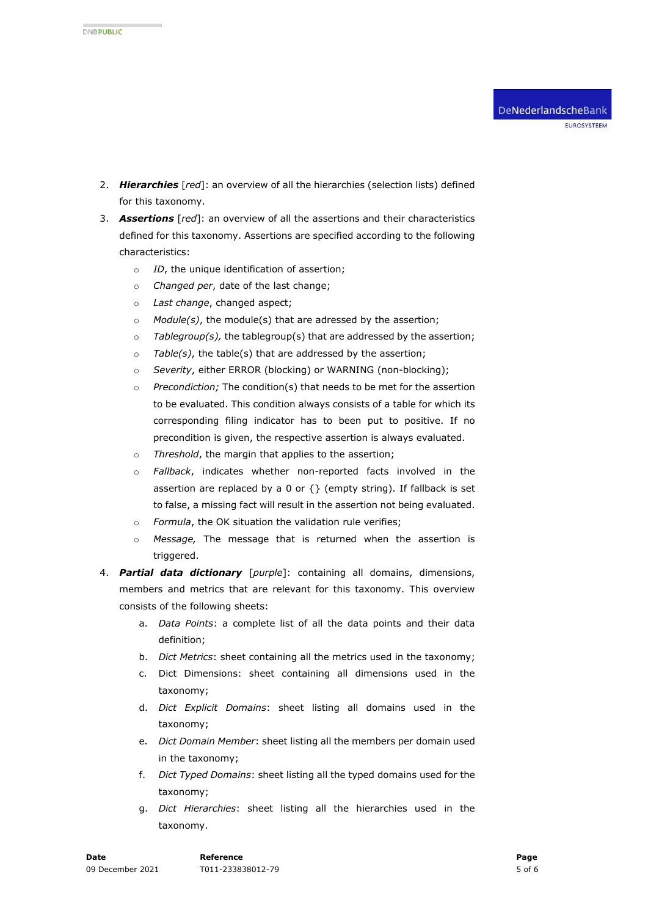2. ***Hierarchies*** [*red*]: an overview of all the hierarchies (selection lists) defined for this taxonomy.
3. ***Assertions*** [*red*]: an overview of all the assertions and their characteristics defined for this taxonomy. Assertions are specified according to the following characteristics:
    - *ID*, the unique identification of assertion;
    - *Changed per*, date of the last change;
    - *Last change*, changed aspect;
    - *Module(s)*, the module(s) that are adressed by the assertion;
    - *Tablegroup(s),* the tablegroup(s) that are addressed by the assertion;
    - *Table(s)*, the table(s) that are addressed by the assertion;
    - *Severity*, either ERROR (blocking) or WARNING (non-blocking);
    - *Precondiction;* The condition(s) that needs to be met for the assertion to be evaluated. This condition always consists of a table for which its corresponding filing indicator has to been put to positive. If no precondition is given, the respective assertion is always evaluated.
    - *Threshold*, the margin that applies to the assertion;
    - *Fallback*, indicates whether non-reported facts involved in the assertion are replaced by a 0 or {} (empty string). If fallback is set to false, a missing fact will result in the assertion not being evaluated.
    - *Formula*, the OK situation the validation rule verifies;
    - *Message,* The message that is returned when the assertion is triggered.
4. ***Partial data dictionary*** [*purple*]: containing all domains, dimensions, members and metrics that are relevant for this taxonomy. This overview consists of the following sheets:
    a. *Data Points*: a complete list of all the data points and their data definition;
    b. *Dict Metrics*: sheet containing all the metrics used in the taxonomy;
    c. Dict Dimensions: sheet containing all dimensions used in the taxonomy;
    d. *Dict Explicit Domains*: sheet listing all domains used in the taxonomy;
    e. *Dict Domain Member*: sheet listing all the members per domain used in the taxonomy;
    f. *Dict Typed Domains*: sheet listing all the typed domains used for the taxonomy;
    g. *Dict Hierarchies*: sheet listing all the hierarchies used in the taxonomy.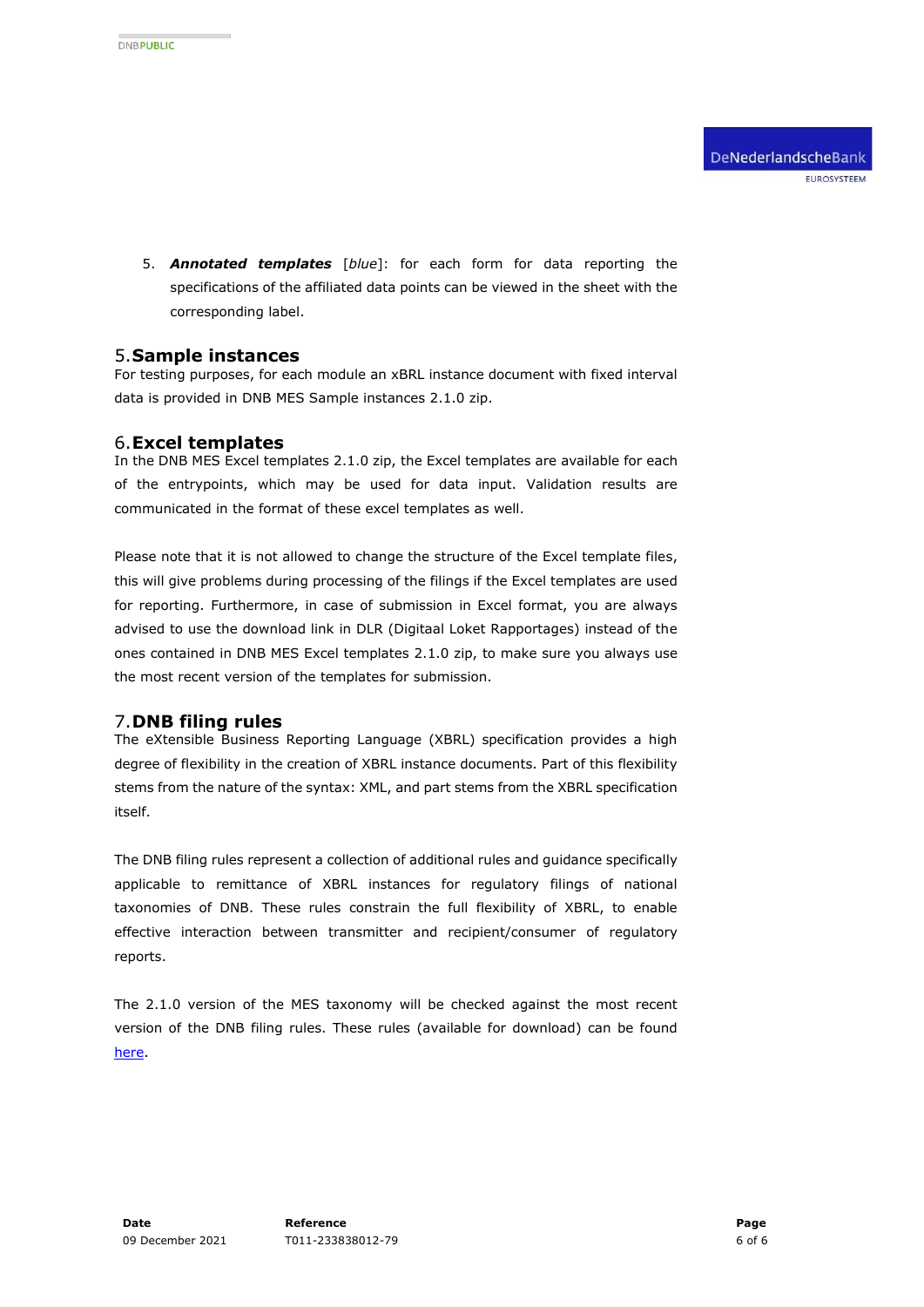5. ***Annotated templates*** [*blue*]: for each form for data reporting the specifications of the affiliated data points can be viewed in the sheet with the corresponding label.

## 5. Sample instances

For testing purposes, for each module an xBRL instance document with fixed interval data is provided in DNB MES Sample instances 2.1.0 zip.

## 6. Excel templates

In the DNB MES Excel templates 2.1.0 zip, the Excel templates are available for each of the entrypoints, which may be used for data input. Validation results are communicated in the format of these excel templates as well.

Please note that it is not allowed to change the structure of the Excel template files, this will give problems during processing of the filings if the Excel templates are used for reporting. Furthermore, in case of submission in Excel format, you are always advised to use the download link in DLR (Digitaal Loket Rapportages) instead of the ones contained in DNB MES Excel templates 2.1.0 zip, to make sure you always use the most recent version of the templates for submission.

## 7. DNB filing rules

The eXtensible Business Reporting Language (XBRL) specification provides a high degree of flexibility in the creation of XBRL instance documents. Part of this flexibility stems from the nature of the syntax: XML, and part stems from the XBRL specification itself.

The DNB filing rules represent a collection of additional rules and guidance specifically applicable to remittance of XBRL instances for regulatory filings of national taxonomies of DNB. These rules constrain the full flexibility of XBRL, to enable effective interaction between transmitter and recipient/consumer of regulatory reports.

The 2.1.0 version of the MES taxonomy will be checked against the most recent version of the DNB filing rules. These rules (available for download) can be found here.